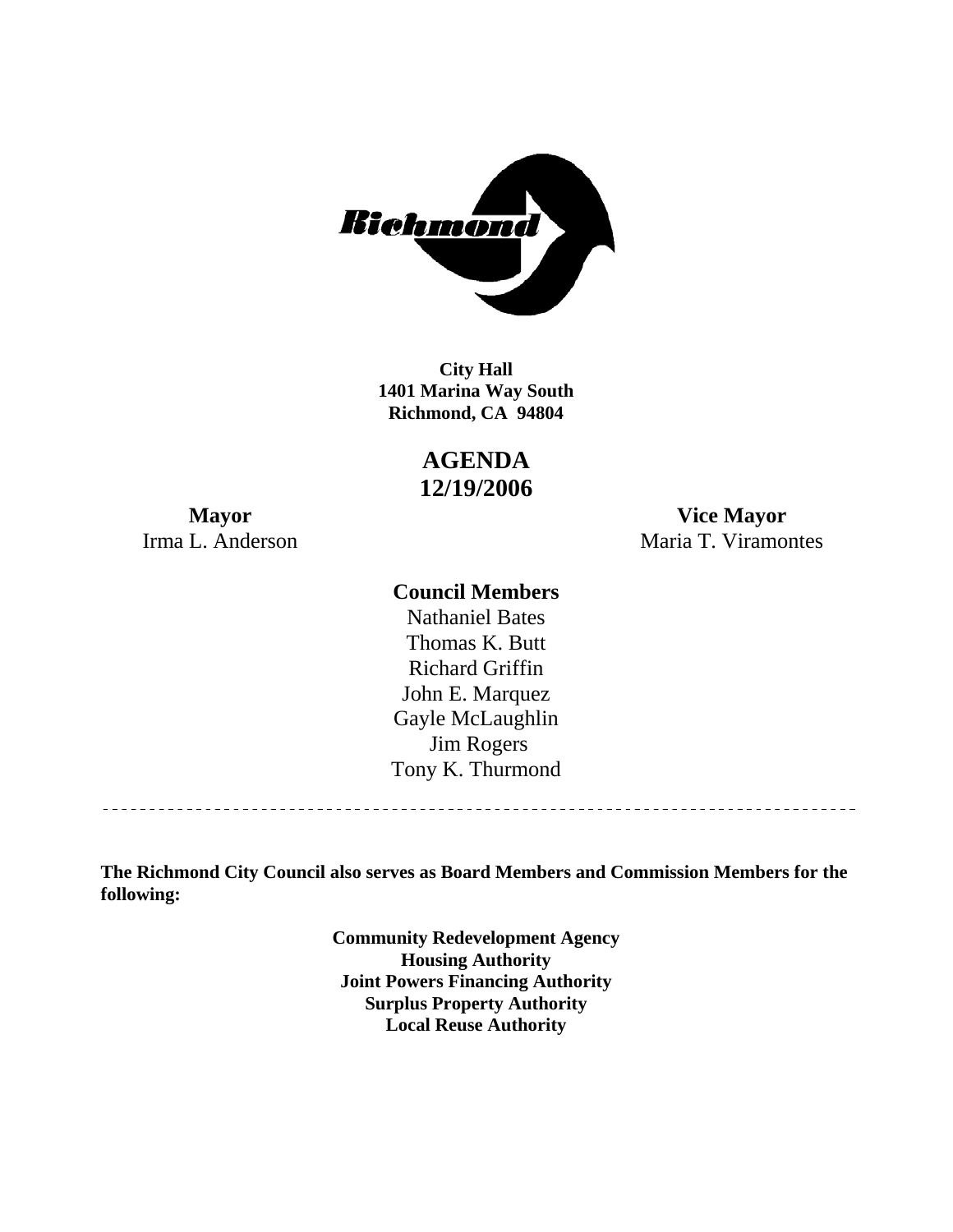**City Hall**
**1401 Marina Way South**
**Richmond, CA 94804**

# AGENDA
# 12/19/2006

**Mayor**
Irma L. Anderson

**Vice Mayor**
Maria T. Viramontes

**Council Members**
Nathaniel Bates
Thomas K. Butt
Richard Griffin
John E. Marquez
Gayle McLaughlin
Jim Rogers
Tony K. Thurmond

---

**The Richmond City Council also serves as Board Members and Commission Members for the following:**

**Community Redevelopment Agency**
**Housing Authority**
**Joint Powers Financing Authority**
**Surplus Property Authority**
**Local Reuse Authority**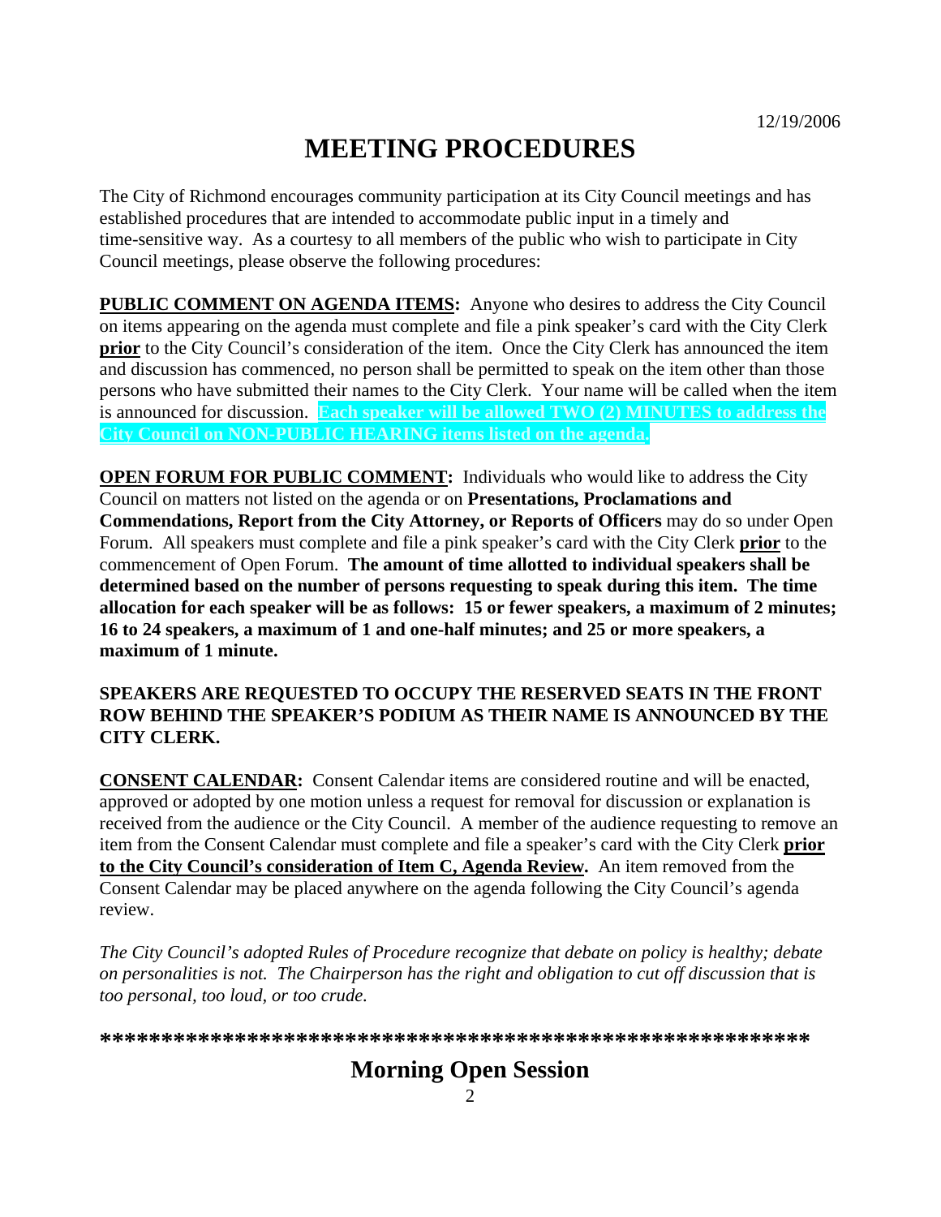12/19/2006

# MEETING PROCEDURES

The City of Richmond encourages community participation at its City Council meetings and has established procedures that are intended to accommodate public input in a timely and time-sensitive way. As a courtesy to all members of the public who wish to participate in City Council meetings, please observe the following procedures:

**PUBLIC COMMENT ON AGENDA ITEMS:** Anyone who desires to address the City Council on items appearing on the agenda must complete and file a pink speaker's card with the City Clerk **prior** to the City Council's consideration of the item. Once the City Clerk has announced the item and discussion has commenced, no person shall be permitted to speak on the item other than those persons who have submitted their names to the City Clerk. Your name will be called when the item is announced for discussion. **Each speaker will be allowed TWO (2) MINUTES to address the City Council on NON-PUBLIC HEARING items listed on the agenda.**

**OPEN FORUM FOR PUBLIC COMMENT:** Individuals who would like to address the City Council on matters not listed on the agenda or on **Presentations, Proclamations and Commendations, Report from the City Attorney, or Reports of Officers** may do so under Open Forum. All speakers must complete and file a pink speaker's card with the City Clerk **prior** to the commencement of Open Forum. **The amount of time allotted to individual speakers shall be determined based on the number of persons requesting to speak during this item. The time allocation for each speaker will be as follows: 15 or fewer speakers, a maximum of 2 minutes; 16 to 24 speakers, a maximum of 1 and one-half minutes; and 25 or more speakers, a maximum of 1 minute.**

**SPEAKERS ARE REQUESTED TO OCCUPY THE RESERVED SEATS IN THE FRONT ROW BEHIND THE SPEAKER'S PODIUM AS THEIR NAME IS ANNOUNCED BY THE CITY CLERK.**

**CONSENT CALENDAR:** Consent Calendar items are considered routine and will be enacted, approved or adopted by one motion unless a request for removal for discussion or explanation is received from the audience or the City Council. A member of the audience requesting to remove an item from the Consent Calendar must complete and file a speaker's card with the City Clerk **prior to the City Council's consideration of Item C, Agenda Review.** An item removed from the Consent Calendar may be placed anywhere on the agenda following the City Council's agenda review.

*The City Council's adopted Rules of Procedure recognize that debate on policy is healthy; debate on personalities is not. The Chairperson has the right and obligation to cut off discussion that is too personal, too loud, or too crude.*

**\*\*\*\*\*\*\*\*\*\*\*\*\*\*\*\*\*\*\*\*\*\*\*\*\*\*\*\*\*\*\*\*\*\*\*\*\*\*\*\*\*\*\*\*\*\*\*\*\*\*\*\*\*\*\*\*\*\*\*\***

## Morning Open Session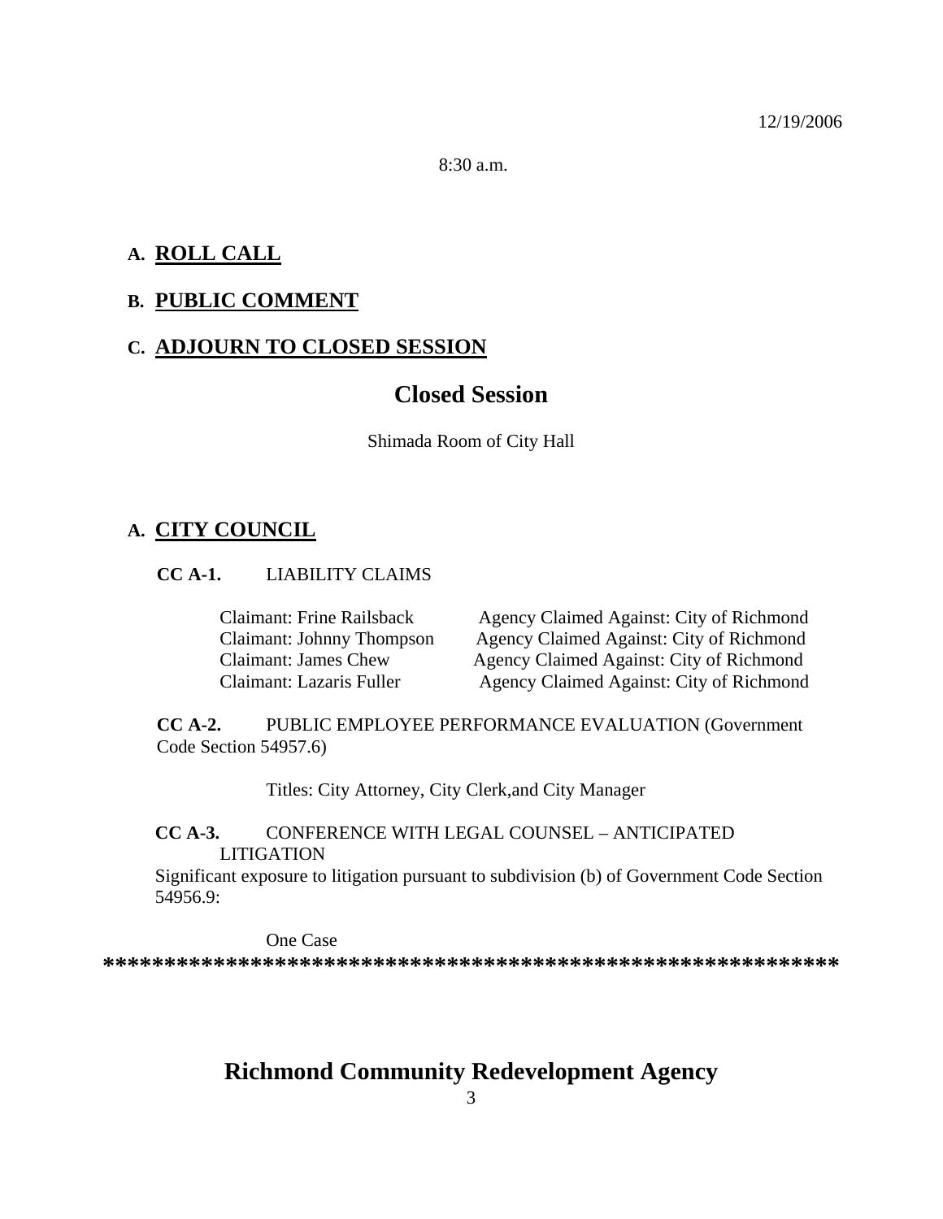12/19/2006

8:30 a.m.

## A. ROLL CALL

## B. PUBLIC COMMENT

## C. ADJOURN TO CLOSED SESSION

# Closed Session

Shimada Room of City Hall

## A. CITY COUNCIL

**CC A-1.** LIABILITY CLAIMS

| | |
|---|---|
| Claimant: Frine Railsback | Agency Claimed Against: City of Richmond |
| Claimant: Johnny Thompson | Agency Claimed Against: City of Richmond |
| Claimant: James Chew | Agency Claimed Against: City of Richmond |
| Claimant: Lazaris Fuller | Agency Claimed Against: City of Richmond |

**CC A-2.** PUBLIC EMPLOYEE PERFORMANCE EVALUATION (Government Code Section 54957.6)

Titles: City Attorney, City Clerk,and City Manager

**CC A-3.** CONFERENCE WITH LEGAL COUNSEL – ANTICIPATED LITIGATION

Significant exposure to litigation pursuant to subdivision (b) of Government Code Section 54956.9:

One Case

**************************************************************

# Richmond Community Redevelopment Agency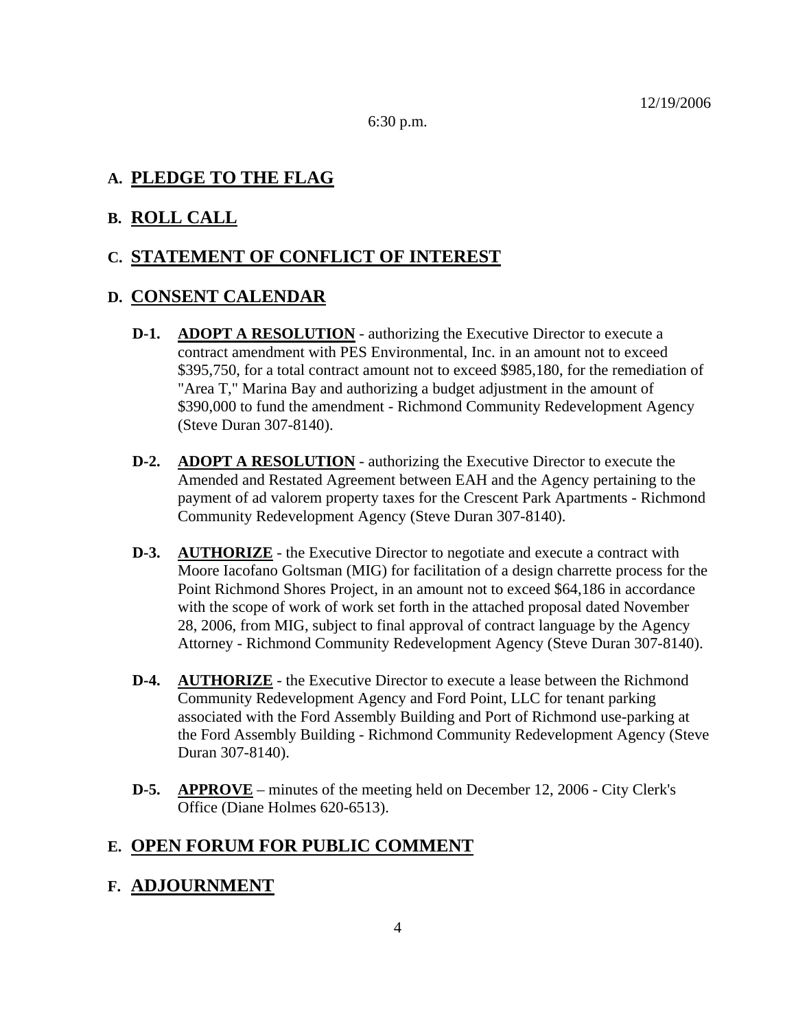12/19/2006

6:30 p.m.

## A. PLEDGE TO THE FLAG

## B. ROLL CALL

## C. STATEMENT OF CONFLICT OF INTEREST

## D. CONSENT CALENDAR

**D-1.** **ADOPT A RESOLUTION** - authorizing the Executive Director to execute a contract amendment with PES Environmental, Inc. in an amount not to exceed $395,750, for a total contract amount not to exceed $985,180, for the remediation of "Area T," Marina Bay and authorizing a budget adjustment in the amount of $390,000 to fund the amendment - Richmond Community Redevelopment Agency (Steve Duran 307-8140).

**D-2.** **ADOPT A RESOLUTION** - authorizing the Executive Director to execute the Amended and Restated Agreement between EAH and the Agency pertaining to the payment of ad valorem property taxes for the Crescent Park Apartments - Richmond Community Redevelopment Agency (Steve Duran 307-8140).

**D-3.** **AUTHORIZE** - the Executive Director to negotiate and execute a contract with Moore Iacofano Goltsman (MIG) for facilitation of a design charrette process for the Point Richmond Shores Project, in an amount not to exceed $64,186 in accordance with the scope of work of work set forth in the attached proposal dated November 28, 2006, from MIG, subject to final approval of contract language by the Agency Attorney - Richmond Community Redevelopment Agency (Steve Duran 307-8140).

**D-4.** **AUTHORIZE** - the Executive Director to execute a lease between the Richmond Community Redevelopment Agency and Ford Point, LLC for tenant parking associated with the Ford Assembly Building and Port of Richmond use-parking at the Ford Assembly Building - Richmond Community Redevelopment Agency (Steve Duran 307-8140).

**D-5.** **APPROVE** – minutes of the meeting held on December 12, 2006 - City Clerk's Office (Diane Holmes 620-6513).

## E. OPEN FORUM FOR PUBLIC COMMENT

## F. ADJOURNMENT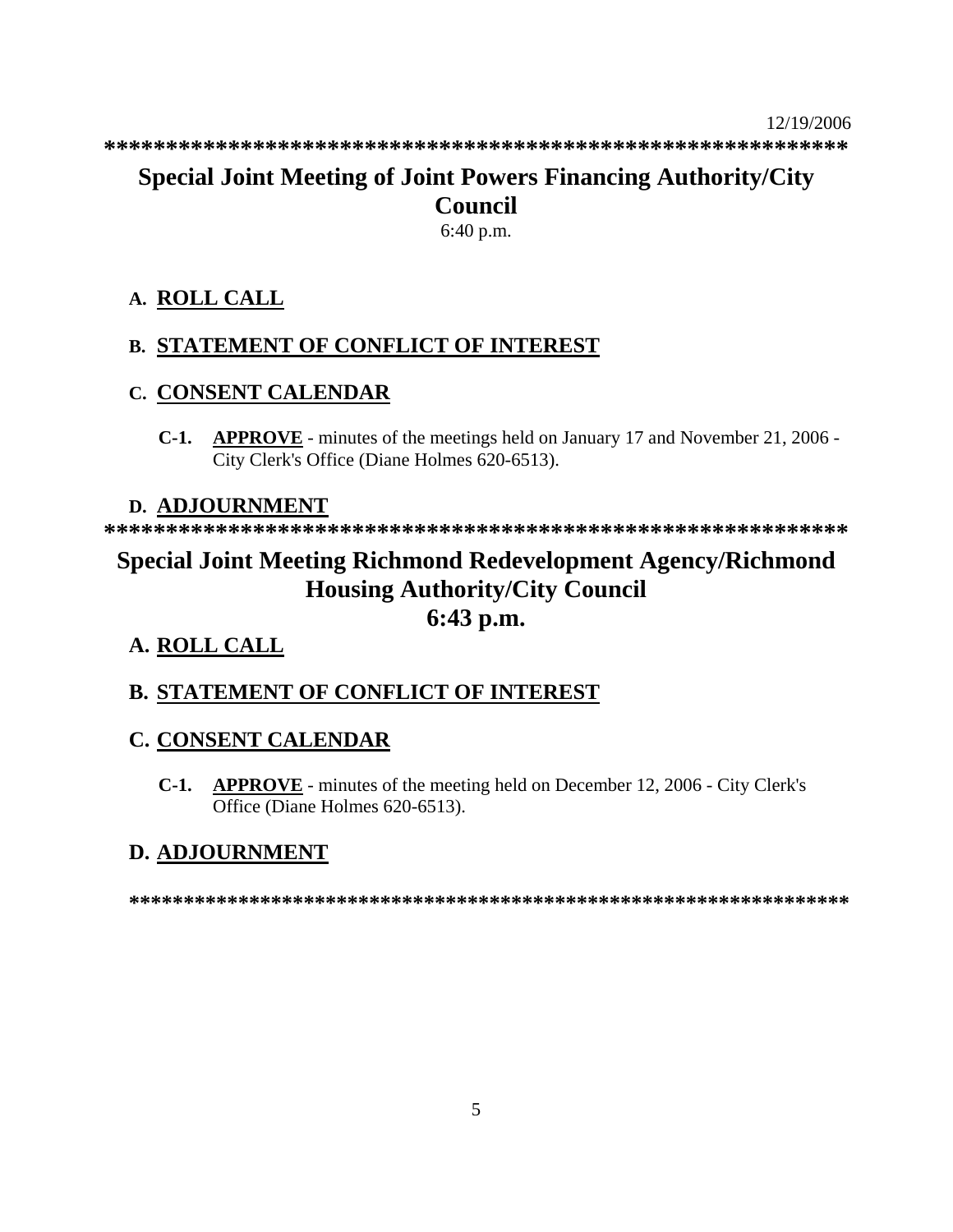12/19/2006

\*\*\*\*\*\*\*\*\*\*\*\*\*\*\*\*\*\*\*\*\*\*\*\*\*\*\*\*\*\*\*\*\*\*\*\*\*\*\*\*\*\*\*\*\*\*\*\*\*\*\*\*\*\*\*\*\*\*\*\*\*\*\*\*

# Special Joint Meeting of Joint Powers Financing Authority/City Council

6:40 p.m.

## A. ROLL CALL

## B. STATEMENT OF CONFLICT OF INTEREST

## C. CONSENT CALENDAR

**C-1.** **APPROVE** - minutes of the meetings held on January 17 and November 21, 2006 - City Clerk's Office (Diane Holmes 620-6513).

## D. ADJOURNMENT

\*\*\*\*\*\*\*\*\*\*\*\*\*\*\*\*\*\*\*\*\*\*\*\*\*\*\*\*\*\*\*\*\*\*\*\*\*\*\*\*\*\*\*\*\*\*\*\*\*\*\*\*\*\*\*\*\*\*\*\*\*\*\*\*

# Special Joint Meeting Richmond Redevelopment Agency/Richmond Housing Authority/City Council

**6:43 p.m.**

## A. ROLL CALL

## B. STATEMENT OF CONFLICT OF INTEREST

## C. CONSENT CALENDAR

**C-1.** **APPROVE** - minutes of the meeting held on December 12, 2006 - City Clerk's Office (Diane Holmes 620-6513).

## D. ADJOURNMENT

\*\*\*\*\*\*\*\*\*\*\*\*\*\*\*\*\*\*\*\*\*\*\*\*\*\*\*\*\*\*\*\*\*\*\*\*\*\*\*\*\*\*\*\*\*\*\*\*\*\*\*\*\*\*\*\*\*\*\*\*\*\*\*\*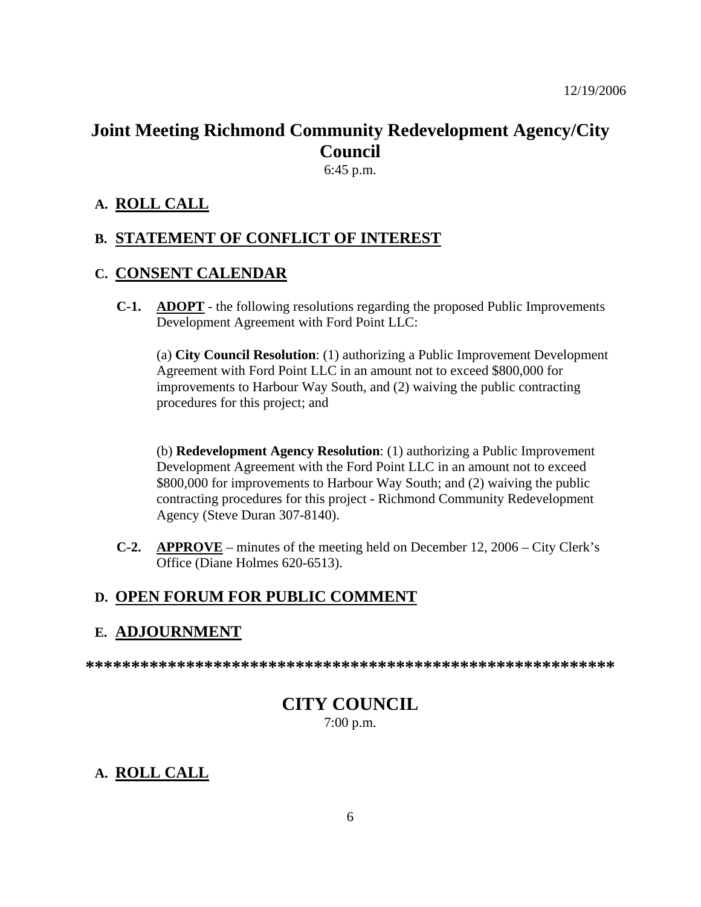12/19/2006

# Joint Meeting Richmond Community Redevelopment Agency/City Council

6:45 p.m.

## A. ROLL CALL

## B. STATEMENT OF CONFLICT OF INTEREST

## C. CONSENT CALENDAR

**C-1.** **ADOPT** - the following resolutions regarding the proposed Public Improvements Development Agreement with Ford Point LLC:

(a) **City Council Resolution**: (1) authorizing a Public Improvement Development Agreement with Ford Point LLC in an amount not to exceed $800,000 for improvements to Harbour Way South, and (2) waiving the public contracting procedures for this project; and

(b) **Redevelopment Agency Resolution**: (1) authorizing a Public Improvement Development Agreement with the Ford Point LLC in an amount not to exceed $800,000 for improvements to Harbour Way South; and (2) waiving the public contracting procedures for this project - Richmond Community Redevelopment Agency (Steve Duran 307-8140).

**C-2.** **APPROVE** – minutes of the meeting held on December 12, 2006 – City Clerk's Office (Diane Holmes 620-6513).

## D. OPEN FORUM FOR PUBLIC COMMENT

## E. ADJOURNMENT

**\*\*\*\*\*\*\*\*\*\*\*\*\*\*\*\*\*\*\*\*\*\*\*\*\*\*\*\*\*\*\*\*\*\*\*\*\*\*\*\*\*\*\*\*\*\*\*\*\*\*\*\*\*\*\*\*\*\*\*\***

# CITY COUNCIL

7:00 p.m.

## A. ROLL CALL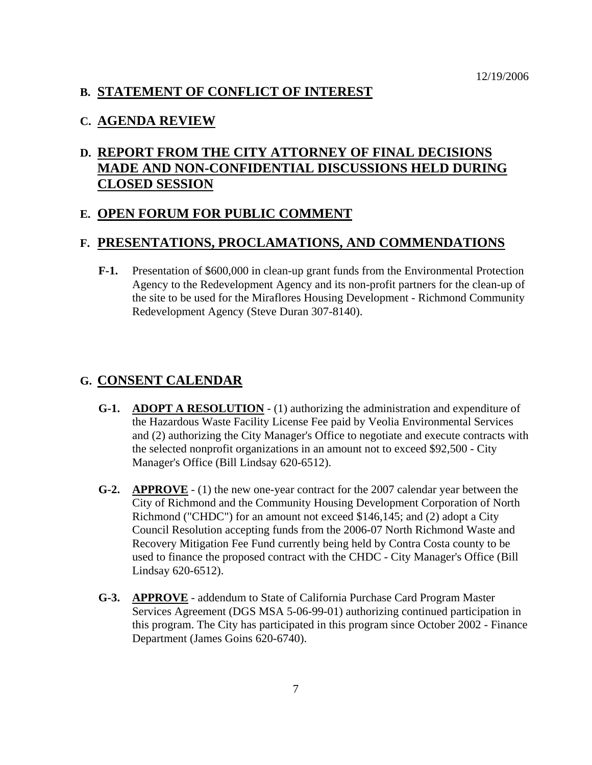12/19/2006

## B. STATEMENT OF CONFLICT OF INTEREST

## C. AGENDA REVIEW

## D. REPORT FROM THE CITY ATTORNEY OF FINAL DECISIONS MADE AND NON-CONFIDENTIAL DISCUSSIONS HELD DURING CLOSED SESSION

## E. OPEN FORUM FOR PUBLIC COMMENT

## F. PRESENTATIONS, PROCLAMATIONS, AND COMMENDATIONS

**F-1.** Presentation of $600,000 in clean-up grant funds from the Environmental Protection Agency to the Redevelopment Agency and its non-profit partners for the clean-up of the site to be used for the Miraflores Housing Development - Richmond Community Redevelopment Agency (Steve Duran 307-8140).

## G. CONSENT CALENDAR

**G-1.** **ADOPT A RESOLUTION** - (1) authorizing the administration and expenditure of the Hazardous Waste Facility License Fee paid by Veolia Environmental Services and (2) authorizing the City Manager's Office to negotiate and execute contracts with the selected nonprofit organizations in an amount not to exceed $92,500 - City Manager's Office (Bill Lindsay 620-6512).

**G-2.** **APPROVE** - (1) the new one-year contract for the 2007 calendar year between the City of Richmond and the Community Housing Development Corporation of North Richmond ("CHDC") for an amount not exceed $146,145; and (2) adopt a City Council Resolution accepting funds from the 2006-07 North Richmond Waste and Recovery Mitigation Fee Fund currently being held by Contra Costa county to be used to finance the proposed contract with the CHDC - City Manager's Office (Bill Lindsay 620-6512).

**G-3.** **APPROVE** - addendum to State of California Purchase Card Program Master Services Agreement (DGS MSA 5-06-99-01) authorizing continued participation in this program. The City has participated in this program since October 2002 - Finance Department (James Goins 620-6740).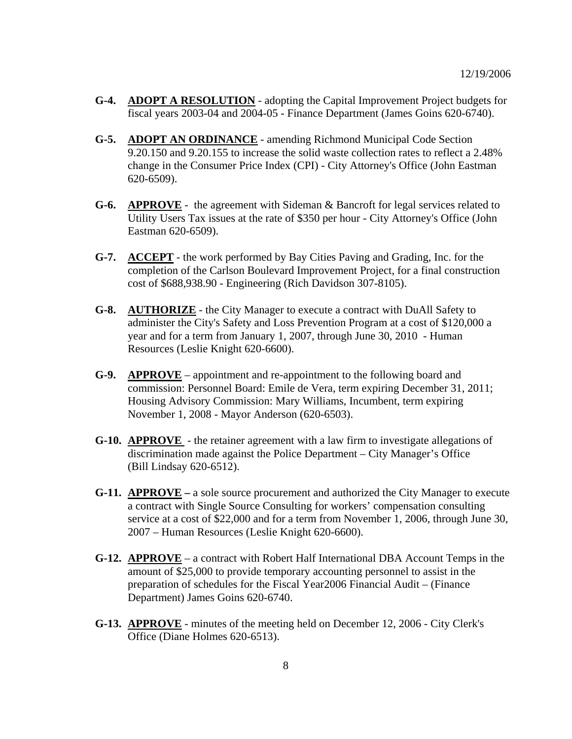12/19/2006

**G-4.** **ADOPT A RESOLUTION** - adopting the Capital Improvement Project budgets for fiscal years 2003-04 and 2004-05 - Finance Department (James Goins 620-6740).

**G-5.** **ADOPT AN ORDINANCE** - amending Richmond Municipal Code Section 9.20.150 and 9.20.155 to increase the solid waste collection rates to reflect a 2.48% change in the Consumer Price Index (CPI) - City Attorney's Office (John Eastman 620-6509).

**G-6.** **APPROVE** - the agreement with Sideman & Bancroft for legal services related to Utility Users Tax issues at the rate of $350 per hour - City Attorney's Office (John Eastman 620-6509).

**G-7.** **ACCEPT** - the work performed by Bay Cities Paving and Grading, Inc. for the completion of the Carlson Boulevard Improvement Project, for a final construction cost of $688,938.90 - Engineering (Rich Davidson 307-8105).

**G-8.** **AUTHORIZE** - the City Manager to execute a contract with DuAll Safety to administer the City's Safety and Loss Prevention Program at a cost of $120,000 a year and for a term from January 1, 2007, through June 30, 2010 - Human Resources (Leslie Knight 620-6600).

**G-9.** **APPROVE** – appointment and re-appointment to the following board and commission: Personnel Board: Emile de Vera, term expiring December 31, 2011; Housing Advisory Commission: Mary Williams, Incumbent, term expiring November 1, 2008 - Mayor Anderson (620-6503).

**G-10.** **APPROVE** - the retainer agreement with a law firm to investigate allegations of discrimination made against the Police Department – City Manager's Office (Bill Lindsay 620-6512).

**G-11.** **APPROVE –** a sole source procurement and authorized the City Manager to execute a contract with Single Source Consulting for workers' compensation consulting service at a cost of $22,000 and for a term from November 1, 2006, through June 30, 2007 – Human Resources (Leslie Knight 620-6600).

**G-12.** **APPROVE** – a contract with Robert Half International DBA Account Temps in the amount of $25,000 to provide temporary accounting personnel to assist in the preparation of schedules for the Fiscal Year2006 Financial Audit – (Finance Department) James Goins 620-6740.

**G-13.** **APPROVE** - minutes of the meeting held on December 12, 2006 - City Clerk's Office (Diane Holmes 620-6513).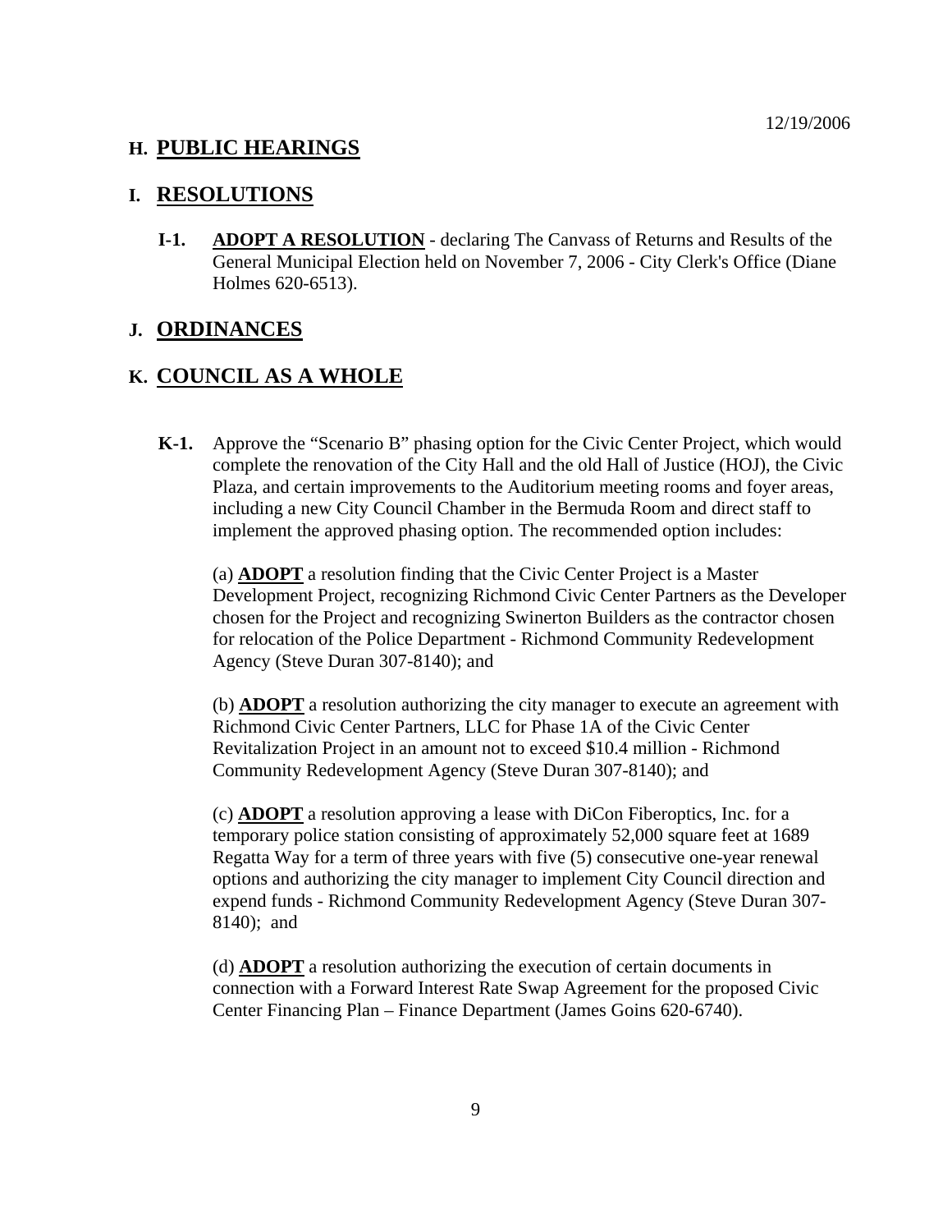## H. PUBLIC HEARINGS

## I. RESOLUTIONS

**I-1.** **ADOPT A RESOLUTION** - declaring The Canvass of Returns and Results of the General Municipal Election held on November 7, 2006 - City Clerk's Office (Diane Holmes 620-6513).

## J. ORDINANCES

## K. COUNCIL AS A WHOLE

**K-1.** Approve the "Scenario B" phasing option for the Civic Center Project, which would complete the renovation of the City Hall and the old Hall of Justice (HOJ), the Civic Plaza, and certain improvements to the Auditorium meeting rooms and foyer areas, including a new City Council Chamber in the Bermuda Room and direct staff to implement the approved phasing option. The recommended option includes:

(a) **ADOPT** a resolution finding that the Civic Center Project is a Master Development Project, recognizing Richmond Civic Center Partners as the Developer chosen for the Project and recognizing Swinerton Builders as the contractor chosen for relocation of the Police Department - Richmond Community Redevelopment Agency (Steve Duran 307-8140); and

(b) **ADOPT** a resolution authorizing the city manager to execute an agreement with Richmond Civic Center Partners, LLC for Phase 1A of the Civic Center Revitalization Project in an amount not to exceed $10.4 million - Richmond Community Redevelopment Agency (Steve Duran 307-8140); and

(c) **ADOPT** a resolution approving a lease with DiCon Fiberoptics, Inc. for a temporary police station consisting of approximately 52,000 square feet at 1689 Regatta Way for a term of three years with five (5) consecutive one-year renewal options and authorizing the city manager to implement City Council direction and expend funds - Richmond Community Redevelopment Agency (Steve Duran 307-8140); and

(d) **ADOPT** a resolution authorizing the execution of certain documents in connection with a Forward Interest Rate Swap Agreement for the proposed Civic Center Financing Plan – Finance Department (James Goins 620-6740).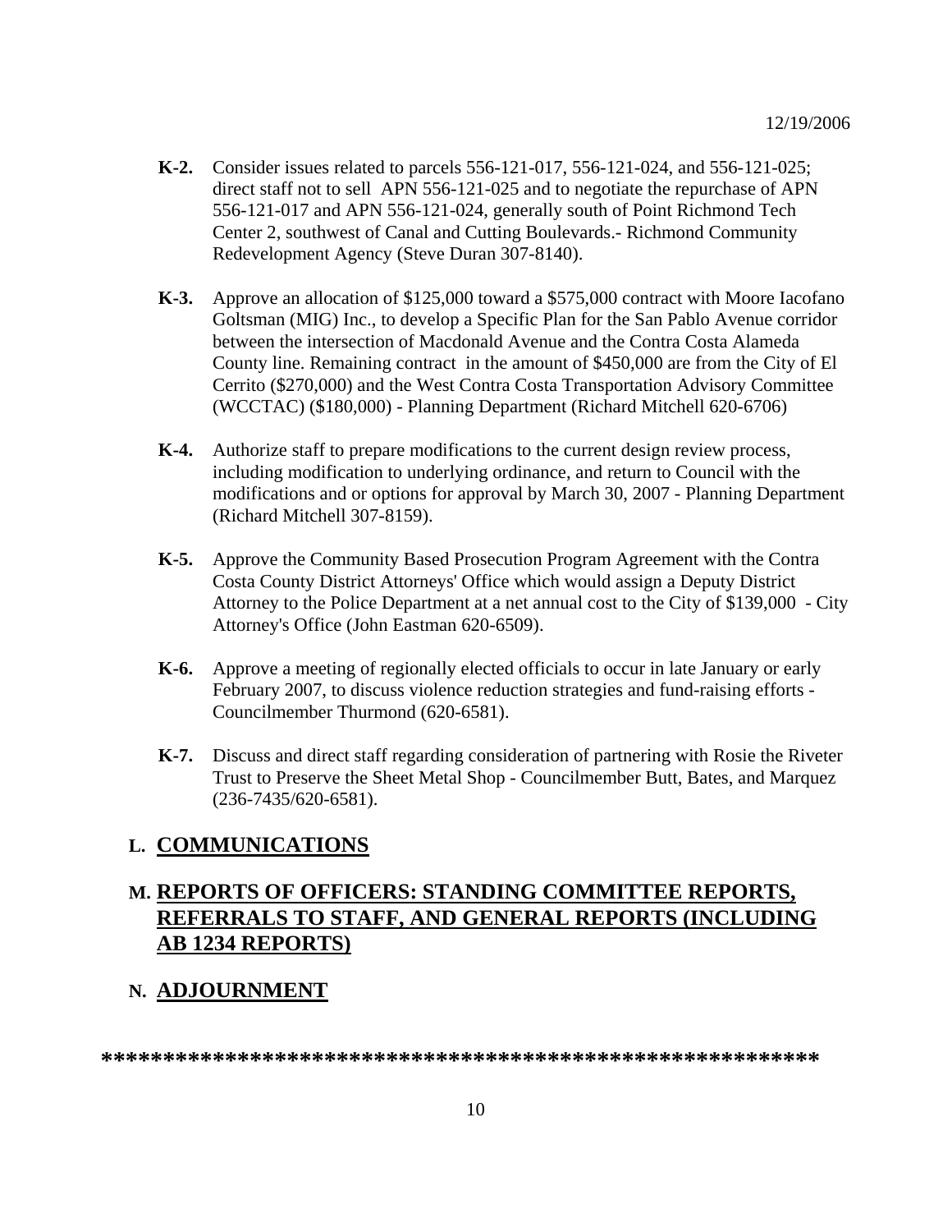12/19/2006

- **K-2.** Consider issues related to parcels 556-121-017, 556-121-024, and 556-121-025; direct staff not to sell APN 556-121-025 and to negotiate the repurchase of APN 556-121-017 and APN 556-121-024, generally south of Point Richmond Tech Center 2, southwest of Canal and Cutting Boulevards.- Richmond Community Redevelopment Agency (Steve Duran 307-8140).

- **K-3.** Approve an allocation of $125,000 toward a $575,000 contract with Moore Iacofano Goltsman (MIG) Inc., to develop a Specific Plan for the San Pablo Avenue corridor between the intersection of Macdonald Avenue and the Contra Costa Alameda County line. Remaining contract in the amount of $450,000 are from the City of El Cerrito ($270,000) and the West Contra Costa Transportation Advisory Committee (WCCTAC) ($180,000) - Planning Department (Richard Mitchell 620-6706)

- **K-4.** Authorize staff to prepare modifications to the current design review process, including modification to underlying ordinance, and return to Council with the modifications and or options for approval by March 30, 2007 - Planning Department (Richard Mitchell 307-8159).

- **K-5.** Approve the Community Based Prosecution Program Agreement with the Contra Costa County District Attorneys' Office which would assign a Deputy District Attorney to the Police Department at a net annual cost to the City of $139,000 - City Attorney's Office (John Eastman 620-6509).

- **K-6.** Approve a meeting of regionally elected officials to occur in late January or early February 2007, to discuss violence reduction strategies and fund-raising efforts - Councilmember Thurmond (620-6581).

- **K-7.** Discuss and direct staff regarding consideration of partnering with Rosie the Riveter Trust to Preserve the Sheet Metal Shop - Councilmember Butt, Bates, and Marquez (236-7435/620-6581).

## L. COMMUNICATIONS

## M. REPORTS OF OFFICERS: STANDING COMMITTEE REPORTS, REFERRALS TO STAFF, AND GENERAL REPORTS (INCLUDING AB 1234 REPORTS)

## N. ADJOURNMENT

**********************************************************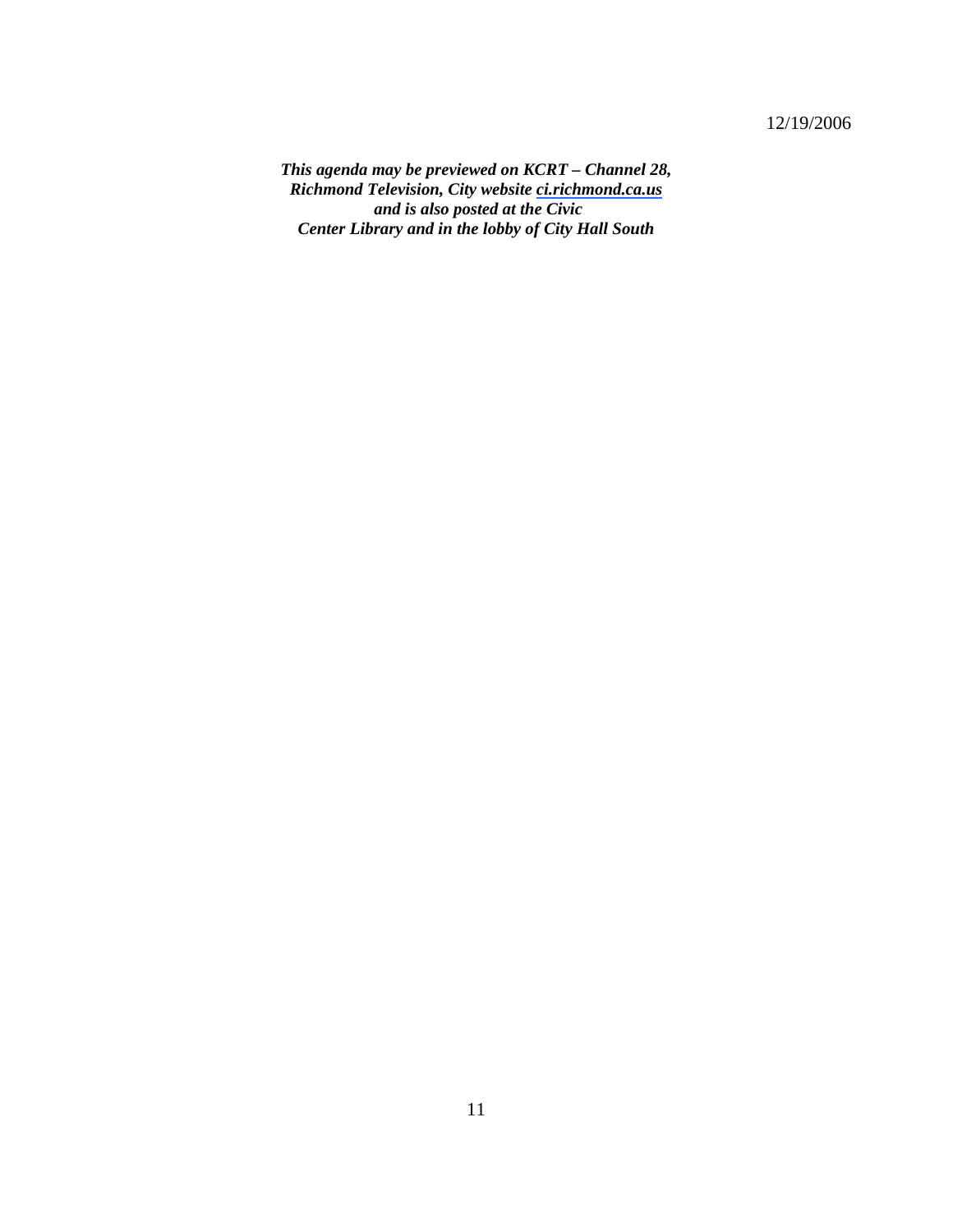12/19/2006

***This agenda may be previewed on KCRT – Channel 28, Richmond Television, City website [ci.richmond.ca.us](ci.richmond.ca.us) and is also posted at the Civic Center Library and in the lobby of City Hall South***